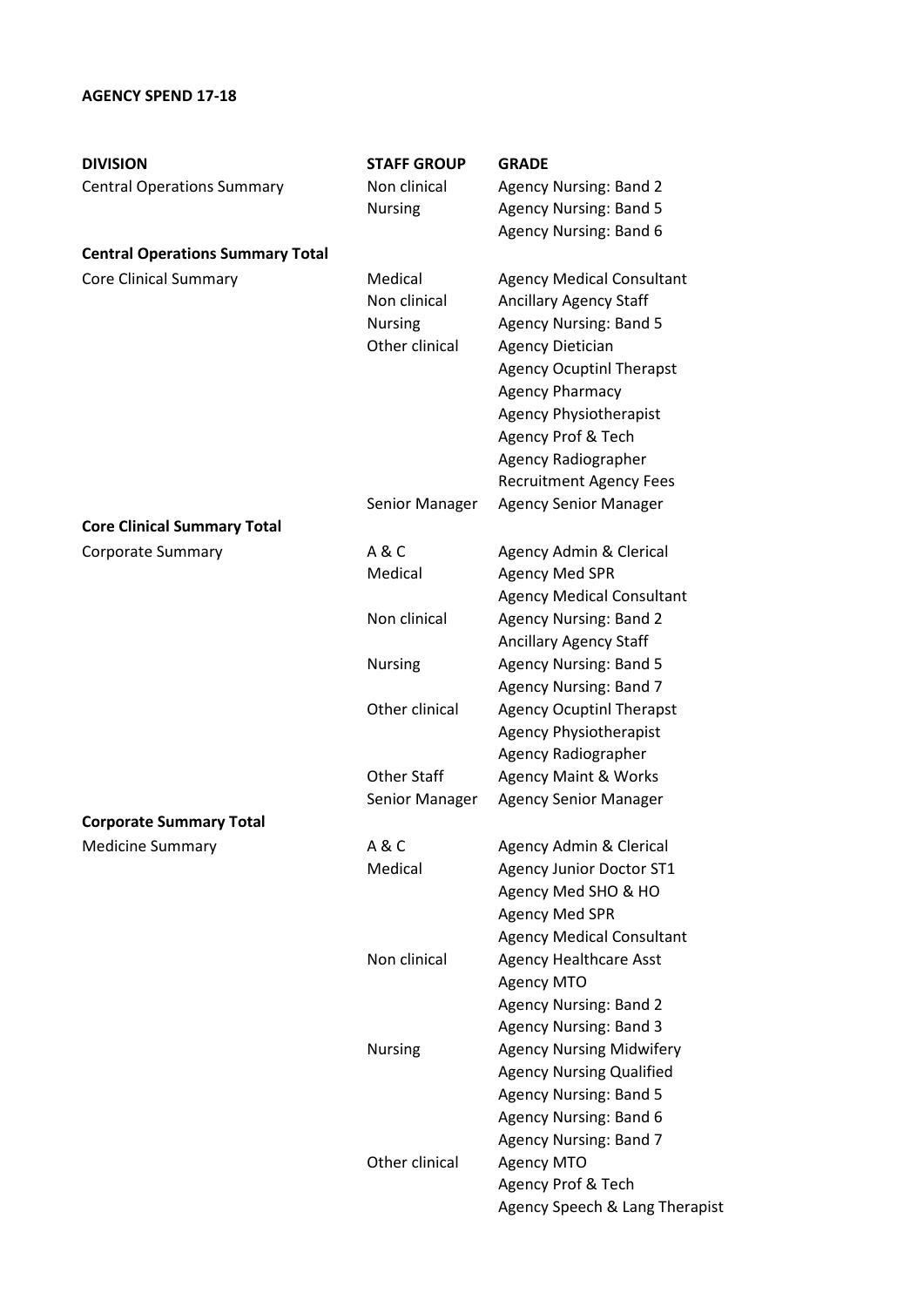**AGENCY SPEND 17-18**

| DIVISION | STAFF GROUP | GRADE |
| --- | --- | --- |
| Central Operations Summary | Non clinical | Agency Nursing: Band 2 |
| | Nursing | Agency Nursing: Band 5 |
| | | Agency Nursing: Band 6 |
| **Central Operations Summary Total** | | |
| Core Clinical Summary | Medical | Agency Medical Consultant |
| | Non clinical | Ancillary Agency Staff |
| | Nursing | Agency Nursing: Band 5 |
| | Other clinical | Agency Dietician |
| | | Agency Ocuptinl Therapst |
| | | Agency Pharmacy |
| | | Agency Physiotherapist |
| | | Agency Prof & Tech |
| | | Agency Radiographer |
| | | Recruitment Agency Fees |
| | Senior Manager | Agency Senior Manager |
| **Core Clinical Summary Total** | | |
| Corporate Summary | A & C | Agency Admin & Clerical |
| | Medical | Agency Med SPR |
| | | Agency Medical Consultant |
| | Non clinical | Agency Nursing: Band 2 |
| | | Ancillary Agency Staff |
| | Nursing | Agency Nursing: Band 5 |
| | | Agency Nursing: Band 7 |
| | Other clinical | Agency Ocuptinl Therapst |
| | | Agency Physiotherapist |
| | | Agency Radiographer |
| | Other Staff | Agency Maint & Works |
| | Senior Manager | Agency Senior Manager |
| **Corporate Summary Total** | | |
| Medicine Summary | A & C | Agency Admin & Clerical |
| | Medical | Agency Junior Doctor ST1 |
| | | Agency Med SHO & HO |
| | | Agency Med SPR |
| | | Agency Medical Consultant |
| | Non clinical | Agency Healthcare Asst |
| | | Agency MTO |
| | | Agency Nursing: Band 2 |
| | | Agency Nursing: Band 3 |
| | Nursing | Agency Nursing Midwifery |
| | | Agency Nursing Qualified |
| | | Agency Nursing: Band 5 |
| | | Agency Nursing: Band 6 |
| | | Agency Nursing: Band 7 |
| | Other clinical | Agency MTO |
| | | Agency Prof & Tech |
| | | Agency Speech & Lang Therapist |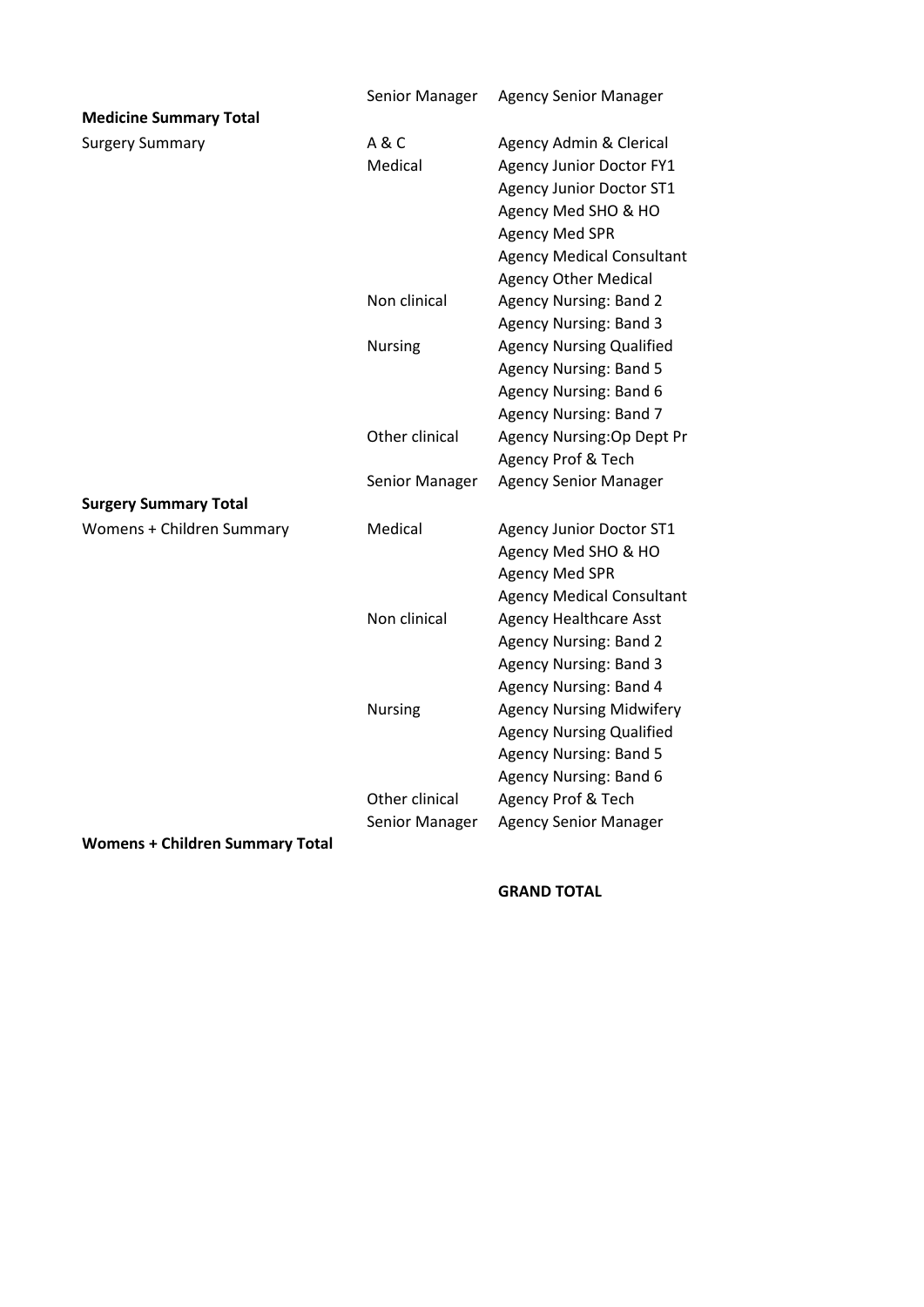| | | |
|---|---|---|
| | Senior Manager | Agency Senior Manager |
| **Medicine Summary Total** | | |
| Surgery Summary | A & C | Agency Admin & Clerical |
| | Medical | Agency Junior Doctor FY1 |
| | | Agency Junior Doctor ST1 |
| | | Agency Med SHO & HO |
| | | Agency Med SPR |
| | | Agency Medical Consultant |
| | | Agency Other Medical |
| | Non clinical | Agency Nursing: Band 2 |
| | | Agency Nursing: Band 3 |
| | Nursing | Agency Nursing Qualified |
| | | Agency Nursing: Band 5 |
| | | Agency Nursing: Band 6 |
| | | Agency Nursing: Band 7 |
| | Other clinical | Agency Nursing:Op Dept Pr |
| | | Agency Prof & Tech |
| | Senior Manager | Agency Senior Manager |
| **Surgery Summary Total** | | |
| Womens + Children Summary | Medical | Agency Junior Doctor ST1 |
| | | Agency Med SHO & HO |
| | | Agency Med SPR |
| | | Agency Medical Consultant |
| | Non clinical | Agency Healthcare Asst |
| | | Agency Nursing: Band 2 |
| | | Agency Nursing: Band 3 |
| | | Agency Nursing: Band 4 |
| | Nursing | Agency Nursing Midwifery |
| | | Agency Nursing Qualified |
| | | Agency Nursing: Band 5 |
| | | Agency Nursing: Band 6 |
| | Other clinical | Agency Prof & Tech |
| | Senior Manager | Agency Senior Manager |
| **Womens + Children Summary Total** | | |
| | | **GRAND TOTAL** |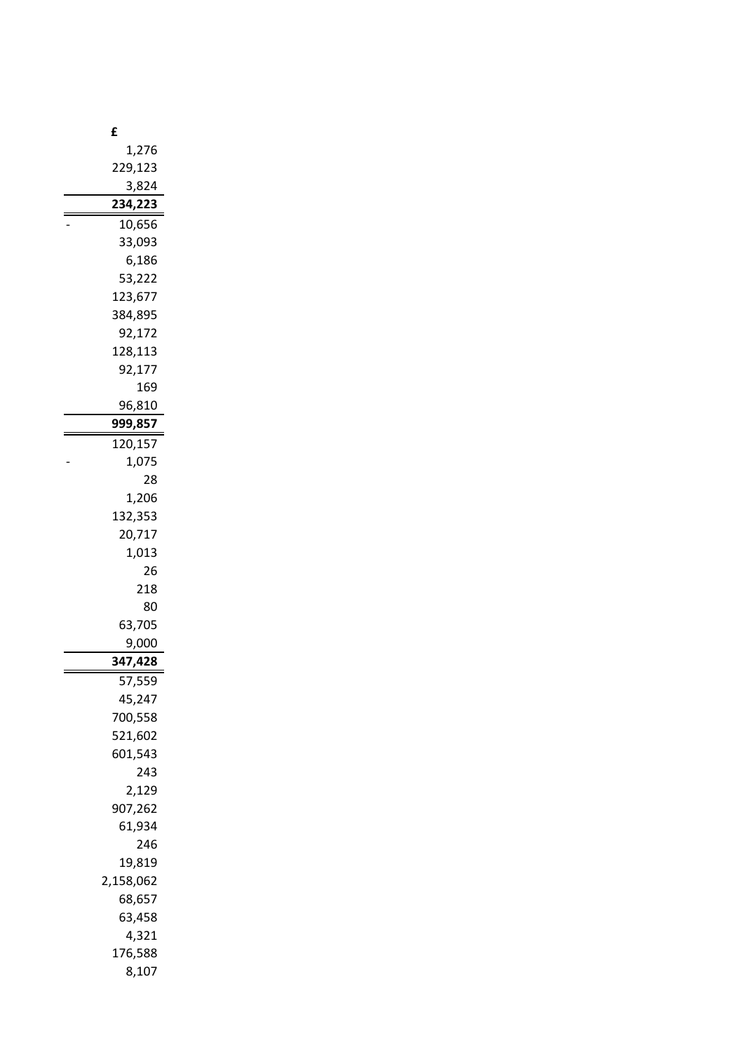| £ |
|---|
| 1,276 |
| 229,123 |
| 3,824 |
| **234,223** |
| - 10,656 |
| 33,093 |
| 6,186 |
| 53,222 |
| 123,677 |
| 384,895 |
| 92,172 |
| 128,113 |
| 92,177 |
| 169 |
| 96,810 |
| **999,857** |
| 120,157 |
| - 1,075 |
| 28 |
| 1,206 |
| 132,353 |
| 20,717 |
| 1,013 |
| 26 |
| 218 |
| 80 |
| 63,705 |
| 9,000 |
| **347,428** |
| 57,559 |
| 45,247 |
| 700,558 |
| 521,602 |
| 601,543 |
| 243 |
| 2,129 |
| 907,262 |
| 61,934 |
| 246 |
| 19,819 |
| 2,158,062 |
| 68,657 |
| 63,458 |
| 4,321 |
| 176,588 |
| 8,107 |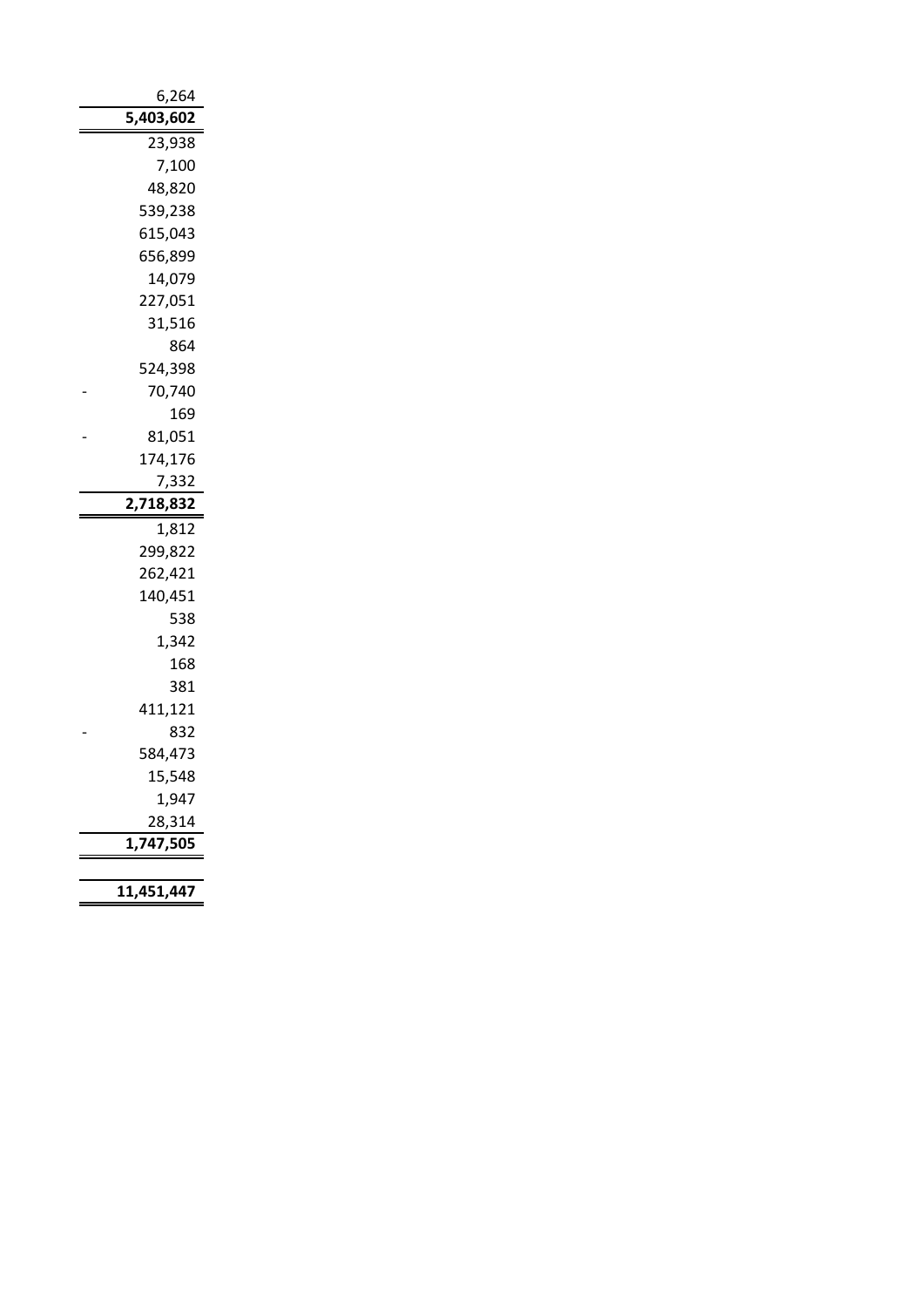| |
|---|
| 6,264 |
| **5,403,602** |
| 23,938 |
| 7,100 |
| 48,820 |
| 539,238 |
| 615,043 |
| 656,899 |
| 14,079 |
| 227,051 |
| 31,516 |
| 864 |
| 524,398 |
| - 70,740 |
| 169 |
| - 81,051 |
| 174,176 |
| 7,332 |
| **2,718,832** |
| 1,812 |
| 299,822 |
| 262,421 |
| 140,451 |
| 538 |
| 1,342 |
| 168 |
| 381 |
| 411,121 |
| - 832 |
| 584,473 |
| 15,548 |
| 1,947 |
| 28,314 |
| **1,747,505** |
| |
| **11,451,447** |